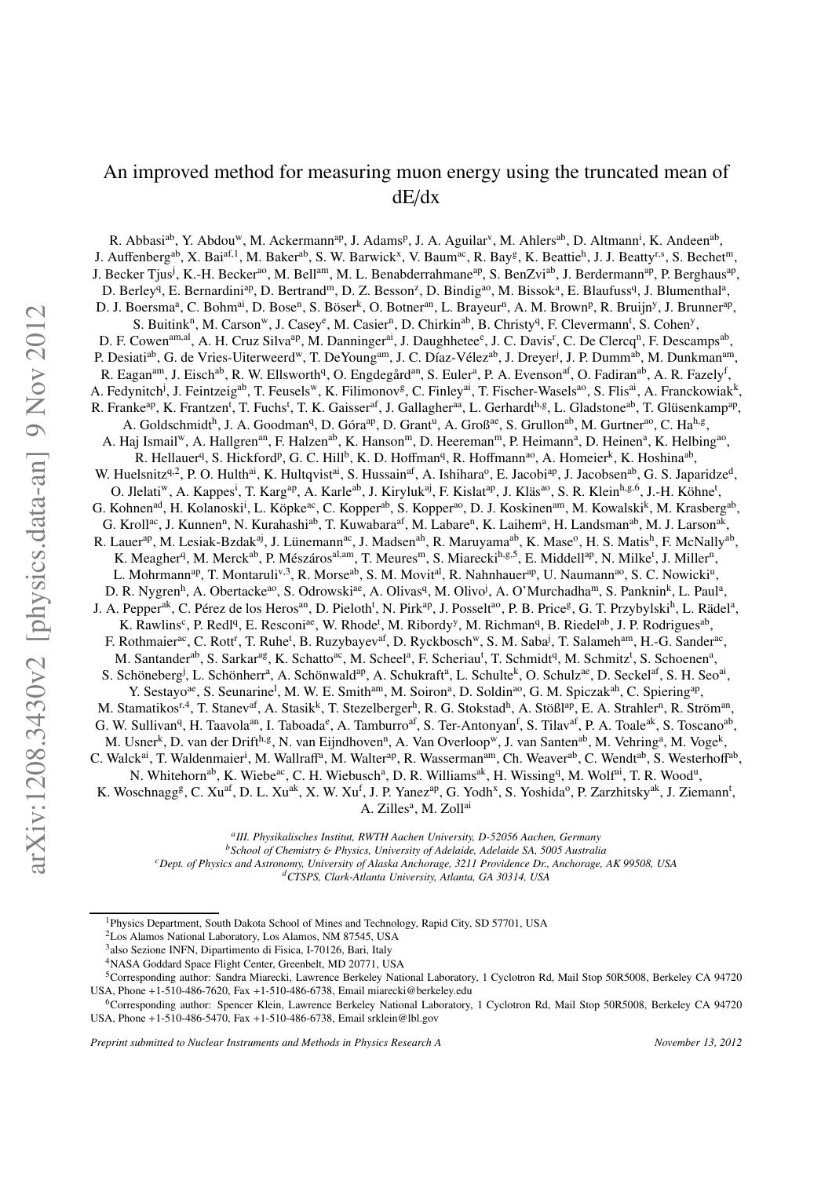# An improved method for measuring muon energy using the truncated mean of dE/dx

R. Abbasi[ab], Y. Abdou[w], M. Ackermann[ap], J. Adams[p], J. A. Aguilar[v], M. Ahlers[ab], D. Altmann[i], K. Andeen[ab], J. Auffenberg[ab], X. Bai[af,1], M. Baker[ab], S. W. Barwick[x], V. Baum[ac], R. Bay[g], K. Beattie[h], J. J. Beatty[r,s], S. Bechet[m], J. Becker Tjus[j], K.-H. Becker[ao], M. Bell[am], M. L. Benabderrahmane[ap], S. BenZvi[ab], J. Berdermann[ap], P. Berghaus[ap], D. Berley[q], E. Bernardini[ap], D. Bertrand[m], D. Z. Besson[z], D. Bindig[ao], M. Bissok[a], E. Blaufuss[q], J. Blumenthal[a], D. J. Boersma[a], C. Bohm[ai], D. Bose[n], S. Böser[k], O. Botner[an], L. Brayeur[n], A. M. Brown[p], R. Bruijn[y], J. Brunner[ap], S. Buitink[n], M. Carson[w], J. Casey[e], M. Casier[n], D. Chirkin[ab], B. Christy[q], F. Clevermann[t], S. Cohen[y], D. F. Cowen[am,al], A. H. Cruz Silva[ap], M. Danninger[ai], J. Daughhetee[e], J. C. Davis[r], C. De Clercq[n], F. Descamps[ab], P. Desiati[ab], G. de Vries-Uiterweerd[w], T. DeYoung[am], J. C. Díaz-Vélez[ab], J. Dreyer[j], J. P. Dumm[ab], M. Dunkman[am], R. Eagan[am], J. Eisch[ab], R. W. Ellsworth[q], O. Engdegård[an], S. Euler[a], P. A. Evenson[af], O. Fadiran[ab], A. R. Fazely[f], A. Fedynitch[j], J. Feintzeig[ab], T. Feusels[w], K. Filimonov[g], C. Finley[ai], T. Fischer-Wasels[ao], S. Flis[ai], A. Franckowiak[k], R. Franke[ap], K. Frantzen[t], T. Fuchs[t], T. K. Gaisser[af], J. Gallagher[aa], L. Gerhardt[h,g], L. Gladstone[ab], T. Glüsenkamp[ap], A. Goldschmidt[h], J. A. Goodman[q], D. Góra[ap], D. Grant[u], A. Groß[ae], S. Grullon[ab], M. Gurtner[ao], C. Ha[h,g], A. Haj Ismail[w], A. Hallgren[an], F. Halzen[ab], K. Hanson[m], D. Heereman[m], P. Heimann[a], D. Heinen[a], K. Helbing[ao], R. Hellauer[q], S. Hickford[p], G. C. Hill[b], K. D. Hoffman[q], R. Hoffmann[ao], A. Homeier[k], K. Hoshina[ab], W. Huelsnitz[q,2], P. O. Hulth[ai], K. Hultqvist[ai], S. Hussain[af], A. Ishihara[o], E. Jacobi[ap], J. Jacobsen[ab], G. S. Japaridze[d], O. Jlelati[w], A. Kappes[i], T. Karg[ap], A. Karle[ab], J. Kiryluk[aj], F. Kislat[ap], J. Kläs[ao], S. R. Klein[h,g,6], J.-H. Köhne[t], G. Kohnen[ad], H. Kolanoski[i], L. Köpke[ac], C. Kopper[ab], S. Kopper[ao], D. J. Koskinen[am], M. Kowalski[k], M. Krasberg[ab], G. Kroll[ac], J. Kunnen[n], N. Kurahashi[ab], T. Kuwabara[af], M. Labare[n], K. Laihem[a], H. Landsman[ab], M. J. Larson[ak], R. Lauer[ap], M. Lesiak-Bzdak[aj], J. Lünemann[ac], J. Madsen[ah], R. Maruyama[ab], K. Mase[o], H. S. Matis[h], F. McNally[ab], K. Meagher[q], M. Merck[ab], P. Mészáros[al,am], T. Meures[m], S. Miarecki[h,g,5], E. Middell[ap], N. Milke[t], J. Miller[n], L. Mohrmann[ap], T. Montaruli[v,3], R. Morse[ab], S. M. Movit[al], R. Nahnhauer[ap], U. Naumann[ao], S. C. Nowicki[u], D. R. Nygren[h], A. Obertacke[ao], S. Odrowski[ae], A. Olivas[q], M. Olivo[j], A. O'Murchadha[m], S. Panknin[k], L. Paul[a], J. A. Pepper[ak], C. Pérez de los Heros[an], D. Pieloth[t], N. Pirk[ap], J. Posselt[ao], P. B. Price[g], G. T. Przybylski[h], L. Rädel[a], K. Rawlins[c], P. Redl[q], E. Resconi[ae], W. Rhode[t], M. Ribordy[y], M. Richman[q], B. Riedel[ab], J. P. Rodrigues[ab], F. Rothmaier[ac], C. Rott[r], T. Ruhe[t], B. Ruzybayev[af], D. Ryckbosch[w], S. M. Saba[j], T. Salameh[am], H.-G. Sander[ac], M. Santander[ab], S. Sarkar[ag], K. Schatto[ac], M. Scheel[a], F. Scheriau[t], T. Schmidt[q], M. Schmitz[t], S. Schoenen[a], S. Schöneberg[j], L. Schönherr[a], A. Schönwald[ap], A. Schukraft[a], L. Schulte[k], O. Schulz[ae], D. Seckel[af], S. H. Seo[ai], Y. Sestayo[ae], S. Seunarine[l], M. W. E. Smith[am], M. Soiron[a], D. Soldin[ao], G. M. Spiczak[ah], C. Spiering[ap], M. Stamatikos[r,4], T. Stanev[af], A. Stasik[k], T. Stezelberger[h], R. G. Stokstad[h], A. Stößl[ap], E. A. Strahler[n], R. Ström[an], G. W. Sullivan[q], H. Taavola[an], I. Taboada[e], A. Tamburro[af], S. Ter-Antonyan[f], S. Tilav[af], P. A. Toale[ak], S. Toscano[ab], M. Usner[k], D. van der Drift[h,g], N. van Eijndhoven[n], A. Van Overloop[w], J. van Santen[ab], M. Vehring[a], M. Voge[k], C. Walck[ai], T. Waldenmaier[i], M. Wallraff[a], M. Walter[ap], R. Wasserman[am], Ch. Weaver[ab], C. Wendt[ab], S. Westerhoff[ab], N. Whitehorn[ab], K. Wiebe[ac], C. H. Wiebusch[a], D. R. Williams[ak], H. Wissing[q], M. Wolf[ai], T. R. Wood[u], K. Woschnagg[g], C. Xu[af], D. L. Xu[ak], X. W. Xu[f], J. P. Yanez[ap], G. Yodh[x], S. Yoshida[o], P. Zarzhitsky[ak], J. Ziemann[t], A. Zilles[a], M. Zoll[ai]

[a] *III. Physikalisches Institut, RWTH Aachen University, D-52056 Aachen, Germany*
[b] *School of Chemistry & Physics, University of Adelaide, Adelaide SA, 5005 Australia*
[c] *Dept. of Physics and Astronomy, University of Alaska Anchorage, 3211 Providence Dr., Anchorage, AK 99508, USA*
[d] *CTSPS, Clark-Atlanta University, Atlanta, GA 30314, USA*

[1] Physics Department, South Dakota School of Mines and Technology, Rapid City, SD 57701, USA
[2] Los Alamos National Laboratory, Los Alamos, NM 87545, USA
[3] also Sezione INFN, Dipartimento di Fisica, I-70126, Bari, Italy
[4] NASA Goddard Space Flight Center, Greenbelt, MD 20771, USA
[5] Corresponding author: Sandra Miarecki, Lawrence Berkeley National Laboratory, 1 Cyclotron Rd, Mail Stop 50R5008, Berkeley CA 94720 USA, Phone +1-510-486-7620, Fax +1-510-486-6738, Email miarecki@berkeley.edu
[6] Corresponding author: Spencer Klein, Lawrence Berkeley National Laboratory, 1 Cyclotron Rd, Mail Stop 50R5008, Berkeley CA 94720 USA, Phone +1-510-486-5470, Fax +1-510-486-6738, Email srklein@lbl.gov

*Preprint submitted to Nuclear Instruments and Methods in Physics Research A* — November 13, 2012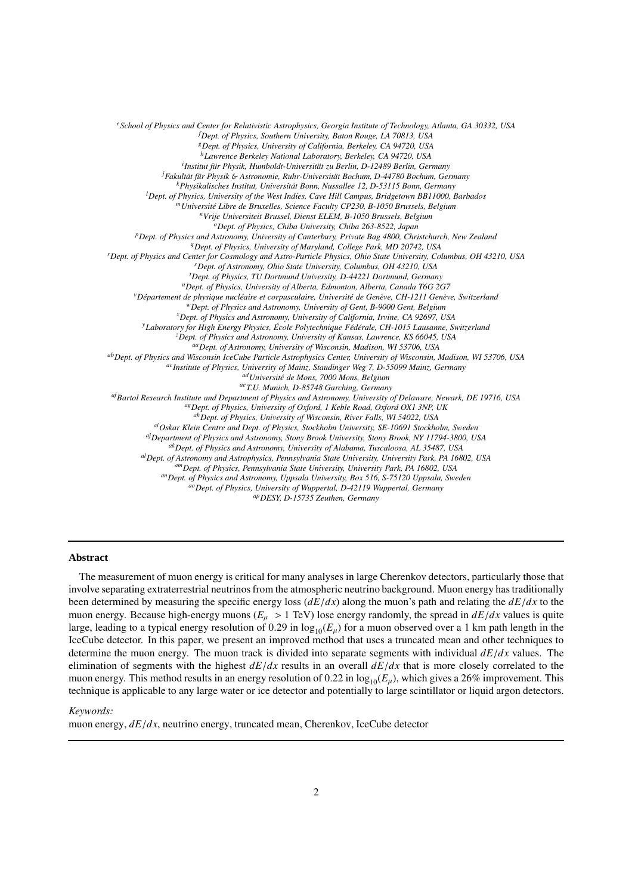[e]School of Physics and Center for Relativistic Astrophysics, Georgia Institute of Technology, Atlanta, GA 30332, USA
[f]Dept. of Physics, Southern University, Baton Rouge, LA 70813, USA
[g]Dept. of Physics, University of California, Berkeley, CA 94720, USA
[h]Lawrence Berkeley National Laboratory, Berkeley, CA 94720, USA
[i]Institut für Physik, Humboldt-Universität zu Berlin, D-12489 Berlin, Germany
[j]Fakultät für Physik & Astronomie, Ruhr-Universität Bochum, D-44780 Bochum, Germany
[k]Physikalisches Institut, Universität Bonn, Nussallee 12, D-53115 Bonn, Germany
[l]Dept. of Physics, University of the West Indies, Cave Hill Campus, Bridgetown BB11000, Barbados
[m]Université Libre de Bruxelles, Science Faculty CP230, B-1050 Brussels, Belgium
[n]Vrije Universiteit Brussel, Dienst ELEM, B-1050 Brussels, Belgium
[o]Dept. of Physics, Chiba University, Chiba 263-8522, Japan
[p]Dept. of Physics and Astronomy, University of Canterbury, Private Bag 4800, Christchurch, New Zealand
[q]Dept. of Physics, University of Maryland, College Park, MD 20742, USA
[r]Dept. of Physics and Center for Cosmology and Astro-Particle Physics, Ohio State University, Columbus, OH 43210, USA
[s]Dept. of Astronomy, Ohio State University, Columbus, OH 43210, USA
[t]Dept. of Physics, TU Dortmund University, D-44221 Dortmund, Germany
[u]Dept. of Physics, University of Alberta, Edmonton, Alberta, Canada T6G 2G7
[v]Département de physique nucléaire et corpusculaire, Université de Genève, CH-1211 Genève, Switzerland
[w]Dept. of Physics and Astronomy, University of Gent, B-9000 Gent, Belgium
[x]Dept. of Physics and Astronomy, University of California, Irvine, CA 92697, USA
[y]Laboratory for High Energy Physics, École Polytechnique Fédérale, CH-1015 Lausanne, Switzerland
[z]Dept. of Physics and Astronomy, University of Kansas, Lawrence, KS 66045, USA
[aa]Dept. of Astronomy, University of Wisconsin, Madison, WI 53706, USA
[ab]Dept. of Physics and Wisconsin IceCube Particle Astrophysics Center, University of Wisconsin, Madison, WI 53706, USA
[ac]Institute of Physics, University of Mainz, Staudinger Weg 7, D-55099 Mainz, Germany
[ad]Université de Mons, 7000 Mons, Belgium
[ae]T.U. Munich, D-85748 Garching, Germany
[af]Bartol Research Institute and Department of Physics and Astronomy, University of Delaware, Newark, DE 19716, USA
[ag]Dept. of Physics, University of Oxford, 1 Keble Road, Oxford OX1 3NP, UK
[ah]Dept. of Physics, University of Wisconsin, River Falls, WI 54022, USA
[ai]Oskar Klein Centre and Dept. of Physics, Stockholm University, SE-10691 Stockholm, Sweden
[aj]Department of Physics and Astronomy, Stony Brook University, Stony Brook, NY 11794-3800, USA
[ak]Dept. of Physics and Astronomy, University of Alabama, Tuscaloosa, AL 35487, USA
[al]Dept. of Astronomy and Astrophysics, Pennsylvania State University, University Park, PA 16802, USA
[am]Dept. of Physics, Pennsylvania State University, University Park, PA 16802, USA
[an]Dept. of Physics and Astronomy, Uppsala University, Box 516, S-75120 Uppsala, Sweden
[ao]Dept. of Physics, University of Wuppertal, D-42119 Wuppertal, Germany
[ap]DESY, D-15735 Zeuthen, Germany

## Abstract

The measurement of muon energy is critical for many analyses in large Cherenkov detectors, particularly those that involve separating extraterrestrial neutrinos from the atmospheric neutrino background. Muon energy has traditionally been determined by measuring the specific energy loss ($dE/dx$) along the muon's path and relating the $dE/dx$ to the muon energy. Because high-energy muons ($E_{\mu} > 1$ TeV) lose energy randomly, the spread in $dE/dx$ values is quite large, leading to a typical energy resolution of 0.29 in $\log_{10}(E_{\mu})$ for a muon observed over a 1 km path length in the IceCube detector. In this paper, we present an improved method that uses a truncated mean and other techniques to determine the muon energy. The muon track is divided into separate segments with individual $dE/dx$ values. The elimination of segments with the highest $dE/dx$ results in an overall $dE/dx$ that is more closely correlated to the muon energy. This method results in an energy resolution of 0.22 in $\log_{10}(E_{\mu})$, which gives a 26% improvement. This technique is applicable to any large water or ice detector and potentially to large scintillator or liquid argon detectors.

*Keywords:*
muon energy, $dE/dx$, neutrino energy, truncated mean, Cherenkov, IceCube detector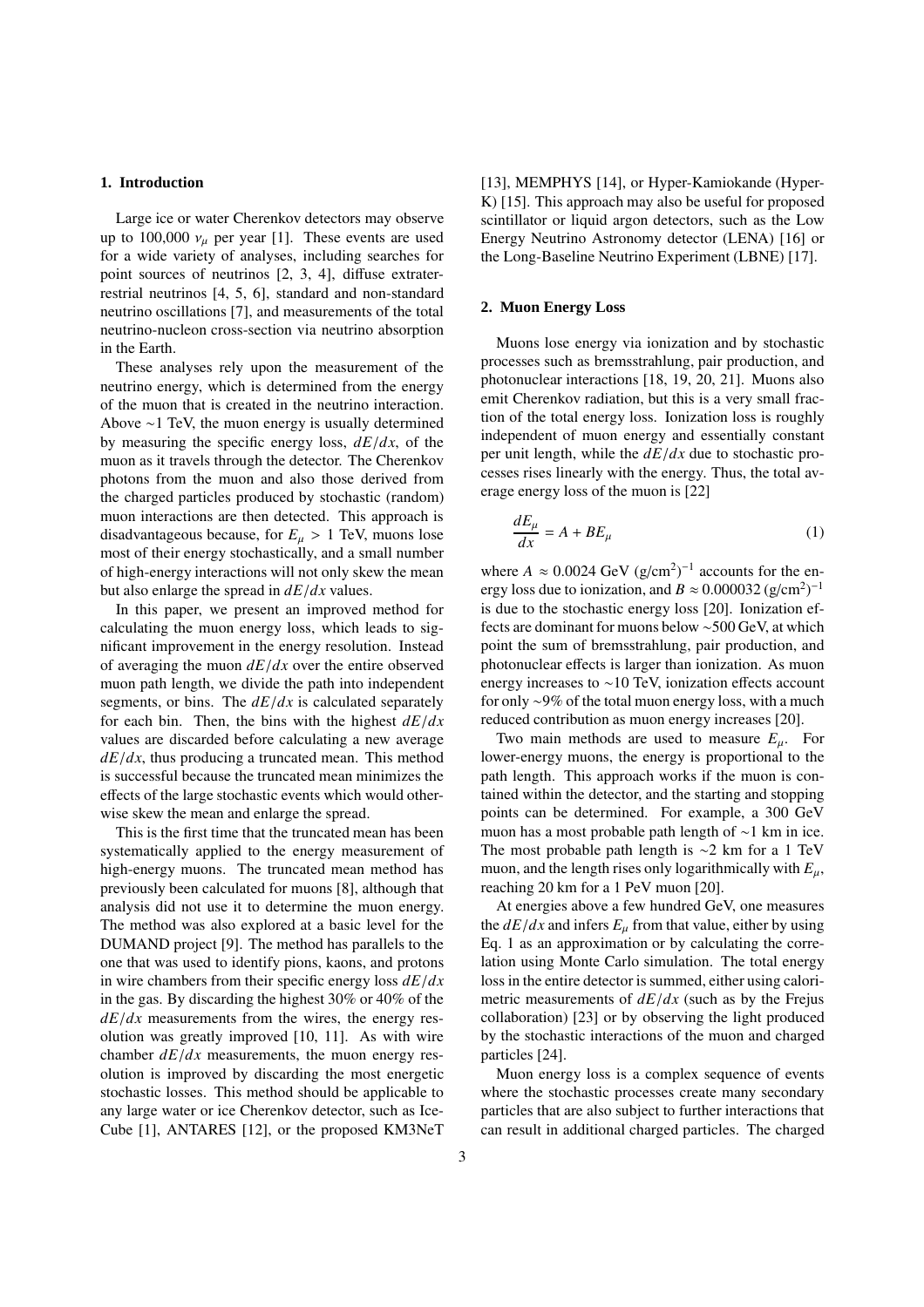## 1. Introduction

Large ice or water Cherenkov detectors may observe up to 100,000 $\nu_\mu$ per year [1]. These events are used for a wide variety of analyses, including searches for point sources of neutrinos [2, 3, 4], diffuse extraterrestrial neutrinos [4, 5, 6], standard and non-standard neutrino oscillations [7], and measurements of the total neutrino-nucleon cross-section via neutrino absorption in the Earth.

These analyses rely upon the measurement of the neutrino energy, which is determined from the energy of the muon that is created in the neutrino interaction. Above ∼1 TeV, the muon energy is usually determined by measuring the specific energy loss, $dE/dx$, of the muon as it travels through the detector. The Cherenkov photons from the muon and also those derived from the charged particles produced by stochastic (random) muon interactions are then detected. This approach is disadvantageous because, for $E_\mu > 1$ TeV, muons lose most of their energy stochastically, and a small number of high-energy interactions will not only skew the mean but also enlarge the spread in $dE/dx$ values.

In this paper, we present an improved method for calculating the muon energy loss, which leads to significant improvement in the energy resolution. Instead of averaging the muon $dE/dx$ over the entire observed muon path length, we divide the path into independent segments, or bins. The $dE/dx$ is calculated separately for each bin. Then, the bins with the highest $dE/dx$ values are discarded before calculating a new average $dE/dx$, thus producing a truncated mean. This method is successful because the truncated mean minimizes the effects of the large stochastic events which would otherwise skew the mean and enlarge the spread.

This is the first time that the truncated mean has been systematically applied to the energy measurement of high-energy muons. The truncated mean method has previously been calculated for muons [8], although that analysis did not use it to determine the muon energy. The method was also explored at a basic level for the DUMAND project [9]. The method has parallels to the one that was used to identify pions, kaons, and protons in wire chambers from their specific energy loss $dE/dx$ in the gas. By discarding the highest 30% or 40% of the $dE/dx$ measurements from the wires, the energy resolution was greatly improved [10, 11]. As with wire chamber $dE/dx$ measurements, the muon energy resolution is improved by discarding the most energetic stochastic losses. This method should be applicable to any large water or ice Cherenkov detector, such as IceCube [1], ANTARES [12], or the proposed KM3NeT [13], MEMPHYS [14], or Hyper-Kamiokande (Hyper-K) [15]. This approach may also be useful for proposed scintillator or liquid argon detectors, such as the Low Energy Neutrino Astronomy detector (LENA) [16] or the Long-Baseline Neutrino Experiment (LBNE) [17].

## 2. Muon Energy Loss

Muons lose energy via ionization and by stochastic processes such as bremsstrahlung, pair production, and photonuclear interactions [18, 19, 20, 21]. Muons also emit Cherenkov radiation, but this is a very small fraction of the total energy loss. Ionization loss is roughly independent of muon energy and essentially constant per unit length, while the $dE/dx$ due to stochastic processes rises linearly with the energy. Thus, the total average energy loss of the muon is [22]

$$\frac{dE_\mu}{dx} = A + BE_\mu \tag{1}$$

where $A \approx 0.0024$ GeV $(\mathrm{g/cm^2})^{-1}$ accounts for the energy loss due to ionization, and $B \approx 0.000032$ $(\mathrm{g/cm^2})^{-1}$ is due to the stochastic energy loss [20]. Ionization effects are dominant for muons below ∼500 GeV, at which point the sum of bremsstrahlung, pair production, and photonuclear effects is larger than ionization. As muon energy increases to ∼10 TeV, ionization effects account for only ∼9% of the total muon energy loss, with a much reduced contribution as muon energy increases [20].

Two main methods are used to measure $E_\mu$. For lower-energy muons, the energy is proportional to the path length. This approach works if the muon is contained within the detector, and the starting and stopping points can be determined. For example, a 300 GeV muon has a most probable path length of ∼1 km in ice. The most probable path length is ∼2 km for a 1 TeV muon, and the length rises only logarithmically with $E_\mu$, reaching 20 km for a 1 PeV muon [20].

At energies above a few hundred GeV, one measures the $dE/dx$ and infers $E_\mu$ from that value, either by using Eq. 1 as an approximation or by calculating the correlation using Monte Carlo simulation. The total energy loss in the entire detector is summed, either using calorimetric measurements of $dE/dx$ (such as by the Frejus collaboration) [23] or by observing the light produced by the stochastic interactions of the muon and charged particles [24].

Muon energy loss is a complex sequence of events where the stochastic processes create many secondary particles that are also subject to further interactions that can result in additional charged particles. The charged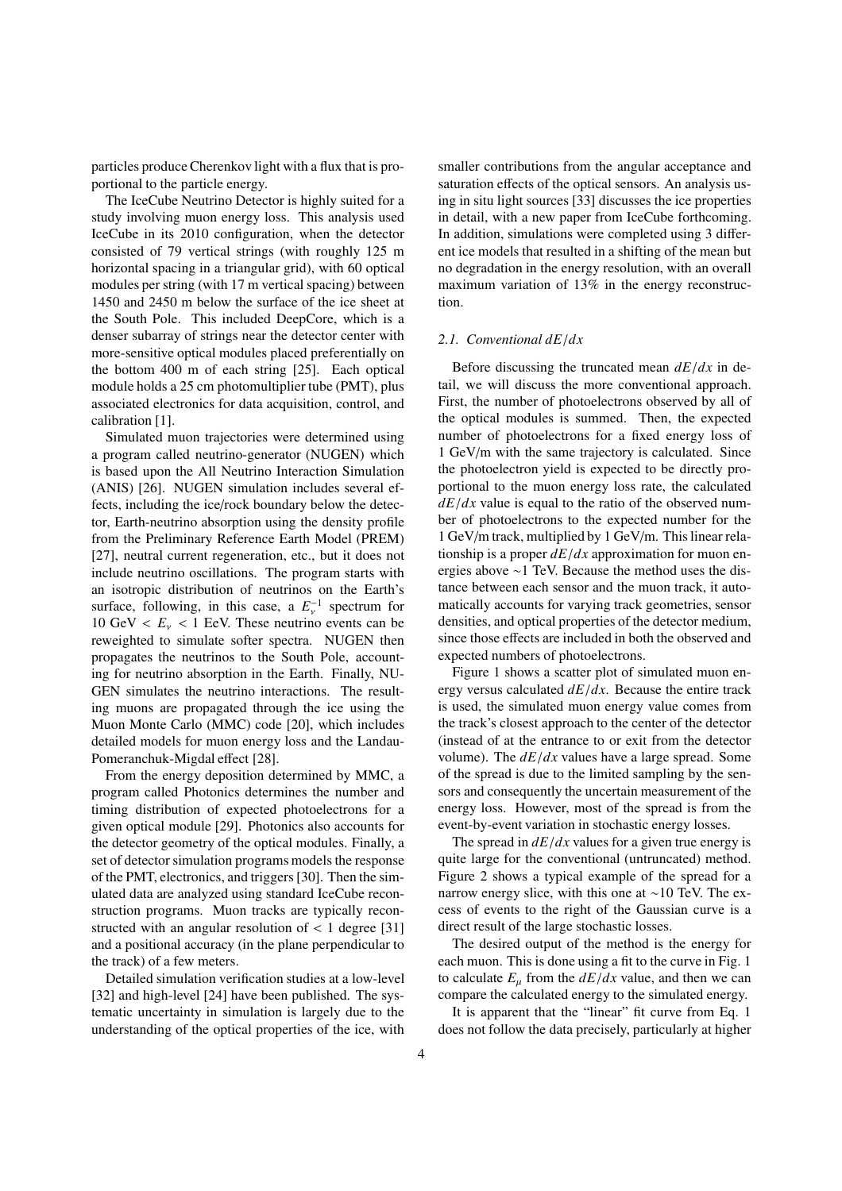particles produce Cherenkov light with a flux that is proportional to the particle energy.

The IceCube Neutrino Detector is highly suited for a study involving muon energy loss. This analysis used IceCube in its 2010 configuration, when the detector consisted of 79 vertical strings (with roughly 125 m horizontal spacing in a triangular grid), with 60 optical modules per string (with 17 m vertical spacing) between 1450 and 2450 m below the surface of the ice sheet at the South Pole. This included DeepCore, which is a denser subarray of strings near the detector center with more-sensitive optical modules placed preferentially on the bottom 400 m of each string [25]. Each optical module holds a 25 cm photomultiplier tube (PMT), plus associated electronics for data acquisition, control, and calibration [1].

Simulated muon trajectories were determined using a program called neutrino-generator (NUGEN) which is based upon the All Neutrino Interaction Simulation (ANIS) [26]. NUGEN simulation includes several effects, including the ice/rock boundary below the detector, Earth-neutrino absorption using the density profile from the Preliminary Reference Earth Model (PREM) [27], neutral current regeneration, etc., but it does not include neutrino oscillations. The program starts with an isotropic distribution of neutrinos on the Earth's surface, following, in this case, a $E_\nu^{-1}$ spectrum for 10 GeV $< E_\nu <$ 1 EeV. These neutrino events can be reweighted to simulate softer spectra. NUGEN then propagates the neutrinos to the South Pole, accounting for neutrino absorption in the Earth. Finally, NUGEN simulates the neutrino interactions. The resulting muons are propagated through the ice using the Muon Monte Carlo (MMC) code [20], which includes detailed models for muon energy loss and the Landau-Pomeranchuk-Migdal effect [28].

From the energy deposition determined by MMC, a program called Photonics determines the number and timing distribution of expected photoelectrons for a given optical module [29]. Photonics also accounts for the detector geometry of the optical modules. Finally, a set of detector simulation programs models the response of the PMT, electronics, and triggers [30]. Then the simulated data are analyzed using standard IceCube reconstruction programs. Muon tracks are typically reconstructed with an angular resolution of $<$ 1 degree [31] and a positional accuracy (in the plane perpendicular to the track) of a few meters.

Detailed simulation verification studies at a low-level [32] and high-level [24] have been published. The systematic uncertainty in simulation is largely due to the understanding of the optical properties of the ice, with smaller contributions from the angular acceptance and saturation effects of the optical sensors. An analysis using in situ light sources [33] discusses the ice properties in detail, with a new paper from IceCube forthcoming. In addition, simulations were completed using 3 different ice models that resulted in a shifting of the mean but no degradation in the energy resolution, with an overall maximum variation of 13% in the energy reconstruction.

### 2.1. Conventional $dE/dx$

Before discussing the truncated mean $dE/dx$ in detail, we will discuss the more conventional approach. First, the number of photoelectrons observed by all of the optical modules is summed. Then, the expected number of photoelectrons for a fixed energy loss of 1 GeV/m with the same trajectory is calculated. Since the photoelectron yield is expected to be directly proportional to the muon energy loss rate, the calculated $dE/dx$ value is equal to the ratio of the observed number of photoelectrons to the expected number for the 1 GeV/m track, multiplied by 1 GeV/m. This linear relationship is a proper $dE/dx$ approximation for muon energies above ∼1 TeV. Because the method uses the distance between each sensor and the muon track, it automatically accounts for varying track geometries, sensor densities, and optical properties of the detector medium, since those effects are included in both the observed and expected numbers of photoelectrons.

Figure 1 shows a scatter plot of simulated muon energy versus calculated $dE/dx$. Because the entire track is used, the simulated muon energy value comes from the track's closest approach to the center of the detector (instead of at the entrance to or exit from the detector volume). The $dE/dx$ values have a large spread. Some of the spread is due to the limited sampling by the sensors and consequently the uncertain measurement of the energy loss. However, most of the spread is from the event-by-event variation in stochastic energy losses.

The spread in $dE/dx$ values for a given true energy is quite large for the conventional (untruncated) method. Figure 2 shows a typical example of the spread for a narrow energy slice, with this one at ∼10 TeV. The excess of events to the right of the Gaussian curve is a direct result of the large stochastic losses.

The desired output of the method is the energy for each muon. This is done using a fit to the curve in Fig. 1 to calculate $E_\mu$ from the $dE/dx$ value, and then we can compare the calculated energy to the simulated energy.

It is apparent that the "linear" fit curve from Eq. 1 does not follow the data precisely, particularly at higher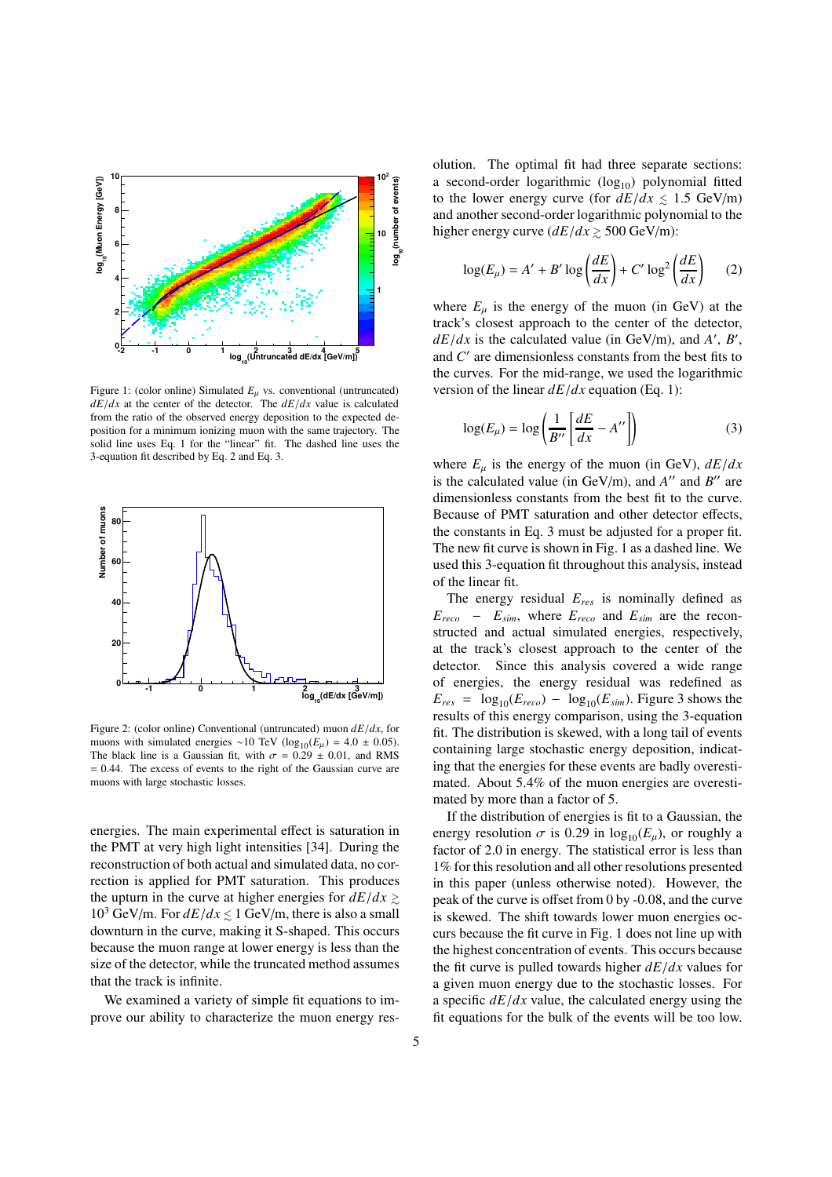Figure 1: (color online) Simulated $E_\mu$ vs. conventional (untruncated) $dE/dx$ at the center of the detector. The $dE/dx$ value is calculated from the ratio of the observed energy deposition to the expected deposition for a minimum ionizing muon with the same trajectory. The solid line uses Eq. 1 for the "linear" fit. The dashed line uses the 3-equation fit described by Eq. 2 and Eq. 3.

Figure 2: (color online) Conventional (untruncated) muon $dE/dx$, for muons with simulated energies ~10 TeV ($\log_{10}(E_\mu)$ = 4.0 ± 0.05). The black line is a Gaussian fit, with $\sigma$ = 0.29 ± 0.01, and RMS = 0.44. The excess of events to the right of the Gaussian curve are muons with large stochastic losses.

energies. The main experimental effect is saturation in the PMT at very high light intensities [34]. During the reconstruction of both actual and simulated data, no correction is applied for PMT saturation. This produces the upturn in the curve at higher energies for $dE/dx \gtrsim 10^3$ GeV/m. For $dE/dx \lesssim 1$ GeV/m, there is also a small downturn in the curve, making it S-shaped. This occurs because the muon range at lower energy is less than the size of the detector, while the truncated method assumes that the track is infinite.

We examined a variety of simple fit equations to improve our ability to characterize the muon energy resolution. The optimal fit had three separate sections: a second-order logarithmic ($\log_{10}$) polynomial fitted to the lower energy curve (for $dE/dx \lesssim 1.5$ GeV/m) and another second-order logarithmic polynomial to the higher energy curve ($dE/dx \gtrsim 500$ GeV/m):

$$\log(E_\mu) = A' + B' \log\left(\frac{dE}{dx}\right) + C' \log^2\left(\frac{dE}{dx}\right) \qquad (2)$$

where $E_\mu$ is the energy of the muon (in GeV) at the track's closest approach to the center of the detector, $dE/dx$ is the calculated value (in GeV/m), and $A'$, $B'$, and $C'$ are dimensionless constants from the best fits to the curves. For the mid-range, we used the logarithmic version of the linear $dE/dx$ equation (Eq. 1):

$$\log(E_\mu) = \log\left(\frac{1}{B''}\left[\frac{dE}{dx} - A''\right]\right) \qquad (3)$$

where $E_\mu$ is the energy of the muon (in GeV), $dE/dx$ is the calculated value (in GeV/m), and $A''$ and $B''$ are dimensionless constants from the best fit to the curve. Because of PMT saturation and other detector effects, the constants in Eq. 3 must be adjusted for a proper fit. The new fit curve is shown in Fig. 1 as a dashed line. We used this 3-equation fit throughout this analysis, instead of the linear fit.

The energy residual $E_{res}$ is nominally defined as $E_{reco} - E_{sim}$, where $E_{reco}$ and $E_{sim}$ are the reconstructed and actual simulated energies, respectively, at the track's closest approach to the center of the detector. Since this analysis covered a wide range of energies, the energy residual was redefined as $E_{res} = \log_{10}(E_{reco}) - \log_{10}(E_{sim})$. Figure 3 shows the results of this energy comparison, using the 3-equation fit. The distribution is skewed, with a long tail of events containing large stochastic energy deposition, indicating that the energies for these events are badly overestimated. About 5.4% of the muon energies are overestimated by more than a factor of 5.

If the distribution of energies is fit to a Gaussian, the energy resolution $\sigma$ is 0.29 in $\log_{10}(E_\mu)$, or roughly a factor of 2.0 in energy. The statistical error is less than 1% for this resolution and all other resolutions presented in this paper (unless otherwise noted). However, the peak of the curve is offset from 0 by -0.08, and the curve is skewed. The shift towards lower muon energies occurs because the fit curve in Fig. 1 does not line up with the highest concentration of events. This occurs because the fit curve is pulled towards higher $dE/dx$ values for a given muon energy due to the stochastic losses. For a specific $dE/dx$ value, the calculated energy using the fit equations for the bulk of the events will be too low.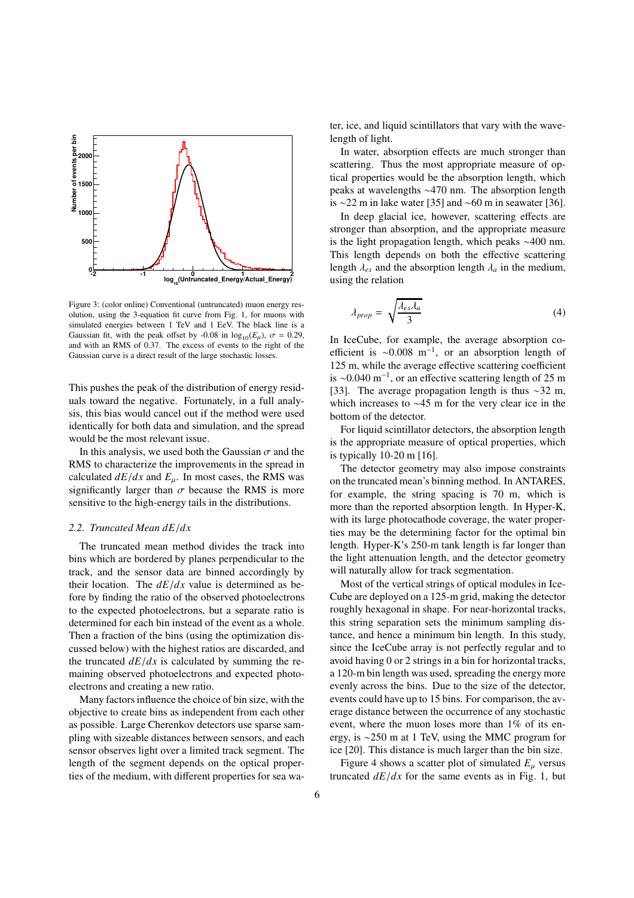Figure 3: (color online) Conventional (untruncated) muon energy resolution, using the 3-equation fit curve from Fig. 1, for muons with simulated energies between 1 TeV and 1 EeV. The black line is a Gaussian fit, with the peak offset by -0.08 in $\log_{10}(E_\mu)$, $\sigma$ = 0.29, and with an RMS of 0.37. The excess of events to the right of the Gaussian curve is a direct result of the large stochastic losses.

This pushes the peak of the distribution of energy residuals toward the negative. Fortunately, in a full analysis, this bias would cancel out if the method were used identically for both data and simulation, and the spread would be the most relevant issue.

In this analysis, we used both the Gaussian $\sigma$ and the RMS to characterize the improvements in the spread in calculated $dE/dx$ and $E_\mu$. In most cases, the RMS was significantly larger than $\sigma$ because the RMS is more sensitive to the high-energy tails in the distributions.

### 2.2. Truncated Mean $dE/dx$

The truncated mean method divides the track into bins which are bordered by planes perpendicular to the track, and the sensor data are binned accordingly by their location. The $dE/dx$ value is determined as before by finding the ratio of the observed photoelectrons to the expected photoelectrons, but a separate ratio is determined for each bin instead of the event as a whole. Then a fraction of the bins (using the optimization discussed below) with the highest ratios are discarded, and the truncated $dE/dx$ is calculated by summing the remaining observed photoelectrons and expected photoelectrons and creating a new ratio.

Many factors influence the choice of bin size, with the objective to create bins as independent from each other as possible. Large Cherenkov detectors use sparse sampling with sizeable distances between sensors, and each sensor observes light over a limited track segment. The length of the segment depends on the optical properties of the medium, with different properties for sea water, ice, and liquid scintillators that vary with the wavelength of light.

In water, absorption effects are much stronger than scattering. Thus the most appropriate measure of optical properties would be the absorption length, which peaks at wavelengths ~470 nm. The absorption length is ~22 m in lake water [35] and ~60 m in seawater [36].

In deep glacial ice, however, scattering effects are stronger than absorption, and the appropriate measure is the light propagation length, which peaks ~400 nm. This length depends on both the effective scattering length $\lambda_{es}$ and the absorption length $\lambda_a$ in the medium, using the relation

$$\lambda_{prop} = \sqrt{\frac{\lambda_{es}\lambda_a}{3}} \tag{4}$$

In IceCube, for example, the average absorption coefficient is ~0.008 m$^{-1}$, or an absorption length of 125 m, while the average effective scattering coefficient is ~0.040 m$^{-1}$, or an effective scattering length of 25 m [33]. The average propagation length is thus ~32 m, which increases to ~45 m for the very clear ice in the bottom of the detector.

For liquid scintillator detectors, the absorption length is the appropriate measure of optical properties, which is typically 10-20 m [16].

The detector geometry may also impose constraints on the truncated mean's binning method. In ANTARES, for example, the string spacing is 70 m, which is more than the reported absorption length. In Hyper-K, with its large photocathode coverage, the water properties may be the determining factor for the optimal bin length. Hyper-K's 250-m tank length is far longer than the light attenuation length, and the detector geometry will naturally allow for track segmentation.

Most of the vertical strings of optical modules in IceCube are deployed on a 125-m grid, making the detector roughly hexagonal in shape. For near-horizontal tracks, this string separation sets the minimum sampling distance, and hence a minimum bin length. In this study, since the IceCube array is not perfectly regular and to avoid having 0 or 2 strings in a bin for horizontal tracks, a 120-m bin length was used, spreading the energy more evenly across the bins. Due to the size of the detector, events could have up to 15 bins. For comparison, the average distance between the occurrence of any stochastic event, where the muon loses more than 1% of its energy, is ~250 m at 1 TeV, using the MMC program for ice [20]. This distance is much larger than the bin size.

Figure 4 shows a scatter plot of simulated $E_\mu$ versus truncated $dE/dx$ for the same events as in Fig. 1, but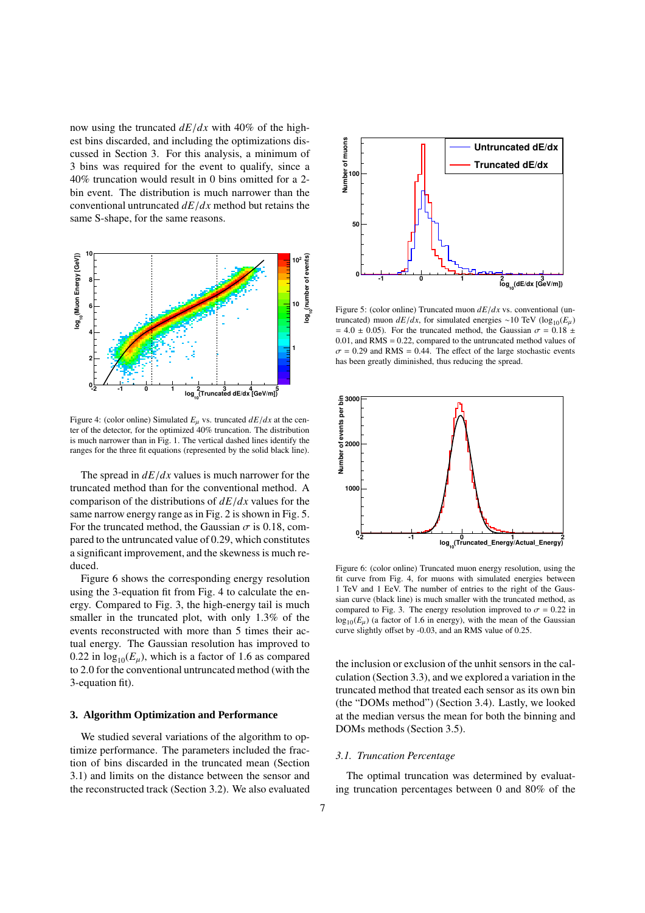now using the truncated $dE/dx$ with 40% of the highest bins discarded, and including the optimizations discussed in Section 3. For this analysis, a minimum of 3 bins was required for the event to qualify, since a 40% truncation would result in 0 bins omitted for a 2-bin event. The distribution is much narrower than the conventional untruncated $dE/dx$ method but retains the same S-shape, for the same reasons.

Figure 4: (color online) Simulated $E_\mu$ vs. truncated $dE/dx$ at the center of the detector, for the optimized 40% truncation. The distribution is much narrower than in Fig. 1. The vertical dashed lines identify the ranges for the three fit equations (represented by the solid black line).

The spread in $dE/dx$ values is much narrower for the truncated method than for the conventional method. A comparison of the distributions of $dE/dx$ values for the same narrow energy range as in Fig. 2 is shown in Fig. 5. For the truncated method, the Gaussian $\sigma$ is 0.18, compared to the untruncated value of 0.29, which constitutes a significant improvement, and the skewness is much reduced.

Figure 6 shows the corresponding energy resolution using the 3-equation fit from Fig. 4 to calculate the energy. Compared to Fig. 3, the high-energy tail is much smaller in the truncated plot, with only 1.3% of the events reconstructed with more than 5 times their actual energy. The Gaussian resolution has improved to 0.22 in $\log_{10}(E_\mu)$, which is a factor of 1.6 as compared to 2.0 for the conventional untruncated method (with the 3-equation fit).

## 3. Algorithm Optimization and Performance

We studied several variations of the algorithm to optimize performance. The parameters included the fraction of bins discarded in the truncated mean (Section 3.1) and limits on the distance between the sensor and the reconstructed track (Section 3.2). We also evaluated the inclusion or exclusion of the unhit sensors in the calculation (Section 3.3), and we explored a variation in the truncated method that treated each sensor as its own bin (the "DOMs method") (Section 3.4). Lastly, we looked at the median versus the mean for both the binning and DOMs methods (Section 3.5).

Figure 5: (color online) Truncated muon $dE/dx$ vs. conventional (untruncated) muon $dE/dx$, for simulated energies ~10 TeV ($\log_{10}(E_\mu)$ = 4.0 ± 0.05). For the truncated method, the Gaussian $\sigma$ = 0.18 ± 0.01, and RMS = 0.22, compared to the untruncated method values of $\sigma$ = 0.29 and RMS = 0.44. The effect of the large stochastic events has been greatly diminished, thus reducing the spread.

Figure 6: (color online) Truncated muon energy resolution, using the fit curve from Fig. 4, for muons with simulated energies between 1 TeV and 1 EeV. The number of entries to the right of the Gaussian curve (black line) is much smaller with the truncated method, as compared to Fig. 3. The energy resolution improved to $\sigma$ = 0.22 in $\log_{10}(E_\mu)$ (a factor of 1.6 in energy), with the mean of the Gaussian curve slightly offset by -0.03, and an RMS value of 0.25.

### 3.1. Truncation Percentage

The optimal truncation was determined by evaluating truncation percentages between 0 and 80% of the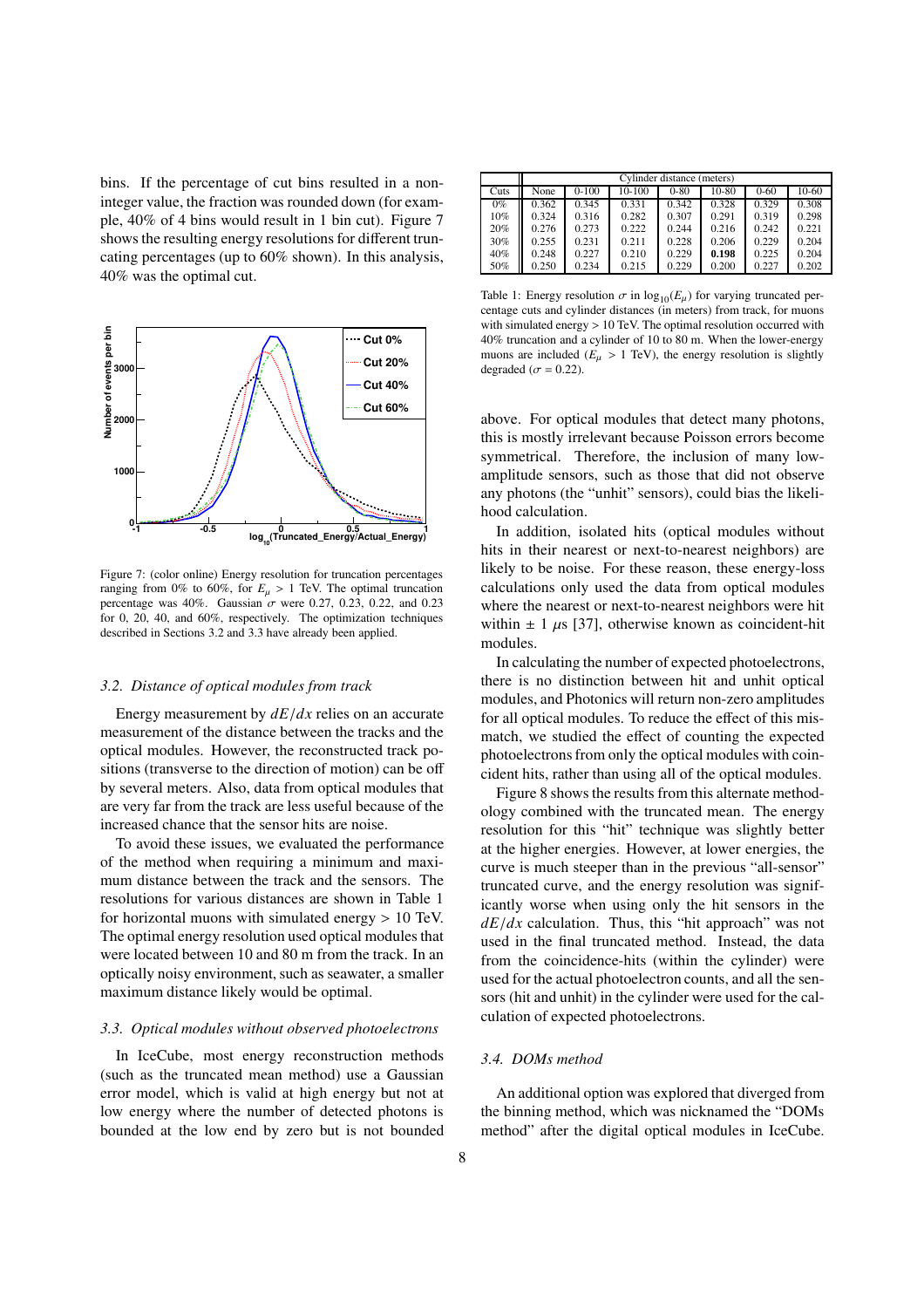bins. If the percentage of cut bins resulted in a non-integer value, the fraction was rounded down (for example, 40% of 4 bins would result in 1 bin cut). Figure 7 shows the resulting energy resolutions for different truncating percentages (up to 60% shown). In this analysis, 40% was the optimal cut.

Number of events per bin

3000

2000

1000

0

-1

-0.5

0

0.5

1

$\log_{10}$(Truncated_Energy/Actual_Energy)

Cut 0%

Cut 20%

Cut 40%

Cut 60%

Figure 7: (color online) Energy resolution for truncation percentages ranging from 0% to 60%, for $E_\mu > 1$ TeV. The optimal truncation percentage was 40%. Gaussian $\sigma$ were 0.27, 0.23, 0.22, and 0.23 for 0, 20, 40, and 60%, respectively. The optimization techniques described in Sections 3.2 and 3.3 have already been applied.

### 3.2. Distance of optical modules from track

Energy measurement by $dE/dx$ relies on an accurate measurement of the distance between the tracks and the optical modules. However, the reconstructed track positions (transverse to the direction of motion) can be off by several meters. Also, data from optical modules that are very far from the track are less useful because of the increased chance that the sensor hits are noise.

To avoid these issues, we evaluated the performance of the method when requiring a minimum and maximum distance between the track and the sensors. The resolutions for various distances are shown in Table 1 for horizontal muons with simulated energy > 10 TeV. The optimal energy resolution used optical modules that were located between 10 and 80 m from the track. In an optically noisy environment, such as seawater, a smaller maximum distance likely would be optimal.

### 3.3. Optical modules without observed photoelectrons

In IceCube, most energy reconstruction methods (such as the truncated mean method) use a Gaussian error model, which is valid at high energy but not at low energy where the number of detected photons is bounded at the low end by zero but is not bounded above. For optical modules that detect many photons, this is mostly irrelevant because Poisson errors become symmetrical. Therefore, the inclusion of many low-amplitude sensors, such as those that did not observe any photons (the "unhit" sensors), could bias the likelihood calculation.

| | Cylinder distance (meters) | | | | | | |
|---|---|---|---|---|---|---|---|
| Cuts | None | 0-100 | 10-100 | 0-80 | 10-80 | 0-60 | 10-60 |
| 0% | 0.362 | 0.345 | 0.331 | 0.342 | 0.328 | 0.329 | 0.308 |
| 10% | 0.324 | 0.316 | 0.282 | 0.307 | 0.291 | 0.319 | 0.298 |
| 20% | 0.276 | 0.273 | 0.222 | 0.244 | 0.216 | 0.242 | 0.221 |
| 30% | 0.255 | 0.231 | 0.211 | 0.228 | 0.206 | 0.229 | 0.204 |
| 40% | 0.248 | 0.227 | 0.210 | 0.229 | **0.198** | 0.225 | 0.204 |
| 50% | 0.250 | 0.234 | 0.215 | 0.229 | 0.200 | 0.227 | 0.202 |

Table 1: Energy resolution $\sigma$ in $\log_{10}(E_\mu)$ for varying truncated percentage cuts and cylinder distances (in meters) from track, for muons with simulated energy > 10 TeV. The optimal resolution occurred with 40% truncation and a cylinder of 10 to 80 m. When the lower-energy muons are included ($E_\mu > 1$ TeV), the energy resolution is slightly degraded ($\sigma = 0.22$).

In addition, isolated hits (optical modules without hits in their nearest or next-to-nearest neighbors) are likely to be noise. For these reasons, these energy-loss calculations only used the data from optical modules where the nearest or next-to-nearest neighbors were hit within $\pm$ 1 $\mu$s [37], otherwise known as coincident-hit modules.

In calculating the number of expected photoelectrons, there is no distinction between hit and unhit optical modules, and Photonics will return non-zero amplitudes for all optical modules. To reduce the effect of this mismatch, we studied the effect of counting the expected photoelectrons from only the optical modules with coincident hits, rather than using all of the optical modules.

Figure 8 shows the results from this alternate methodology combined with the truncated mean. The energy resolution for this "hit" technique was slightly better at the higher energies. However, at lower energies, the curve is much steeper than in the previous "all-sensor" truncated curve, and the energy resolution was significantly worse when using only the hit sensors in the $dE/dx$ calculation. Thus, this "hit approach" was not used in the final truncated method. Instead, the data from the coincidence-hits (within the cylinder) were used for the actual photoelectron counts, and all the sensors (hit and unhit) in the cylinder were used for the calculation of expected photoelectrons.

### 3.4. DOMs method

An additional option was explored that diverged from the binning method, which was nicknamed the "DOMs method" after the digital optical modules in IceCube.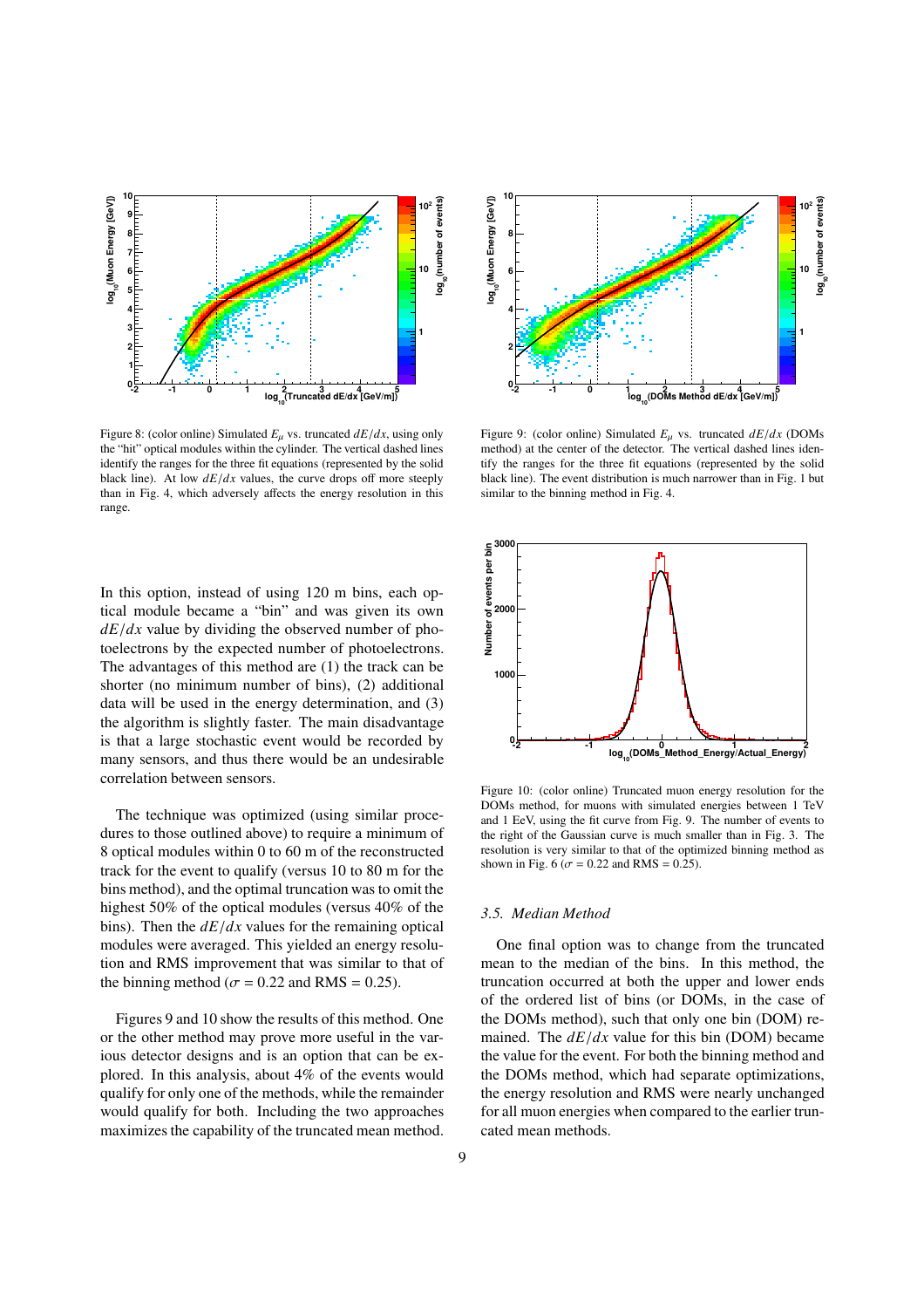Figure 8: (color online) Simulated $E_\mu$ vs. truncated $dE/dx$, using only the "hit" optical modules within the cylinder. The vertical dashed lines identify the ranges for the three fit equations (represented by the solid black line). At low $dE/dx$ values, the curve drops off more steeply than in Fig. 4, which adversely affects the energy resolution in this range.

Figure 9: (color online) Simulated $E_\mu$ vs. truncated $dE/dx$ (DOMs method) at the center of the detector. The vertical dashed lines identify the ranges for the three fit equations (represented by the solid black line). The event distribution is much narrower than in Fig. 1 but similar to the binning method in Fig. 4.

In this option, instead of using 120 m bins, each optical module became a "bin" and was given its own $dE/dx$ value by dividing the observed number of photoelectrons by the expected number of photoelectrons. The advantages of this method are (1) the track can be shorter (no minimum number of bins), (2) additional data will be used in the energy determination, and (3) the algorithm is slightly faster. The main disadvantage is that a large stochastic event would be recorded by many sensors, and thus there would be an undesirable correlation between sensors.

The technique was optimized (using similar procedures to those outlined above) to require a minimum of 8 optical modules within 0 to 60 m of the reconstructed track for the event to qualify (versus 10 to 80 m for the bins method), and the optimal truncation was to omit the highest 50% of the optical modules (versus 40% of the bins). Then the $dE/dx$ values for the remaining optical modules were averaged. This yielded an energy resolution and RMS improvement that was similar to that of the binning method ($\sigma = 0.22$ and RMS = 0.25).

Figures 9 and 10 show the results of this method. One or the other method may prove more useful in the various detector designs and is an option that can be explored. In this analysis, about 4% of the events would qualify for only one of the methods, while the remainder would qualify for both. Including the two approaches maximizes the capability of the truncated mean method.

Figure 10: (color online) Truncated muon energy resolution for the DOMs method, for muons with simulated energies between 1 TeV and 1 EeV, using the fit curve from Fig. 9. The number of events to the right of the Gaussian curve is much smaller than in Fig. 3. The resolution is very similar to that of the optimized binning method as shown in Fig. 6 ($\sigma = 0.22$ and RMS = 0.25).

### 3.5. Median Method

One final option was to change from the truncated mean to the median of the bins. In this method, the truncation occurred at both the upper and lower ends of the ordered list of bins (or DOMs, in the case of the DOMs method), such that only one bin (DOM) remained. The $dE/dx$ value for this bin (DOM) became the value for the event. For both the binning method and the DOMs method, which had separate optimizations, the energy resolution and RMS were nearly unchanged for all muon energies when compared to the earlier truncated mean methods.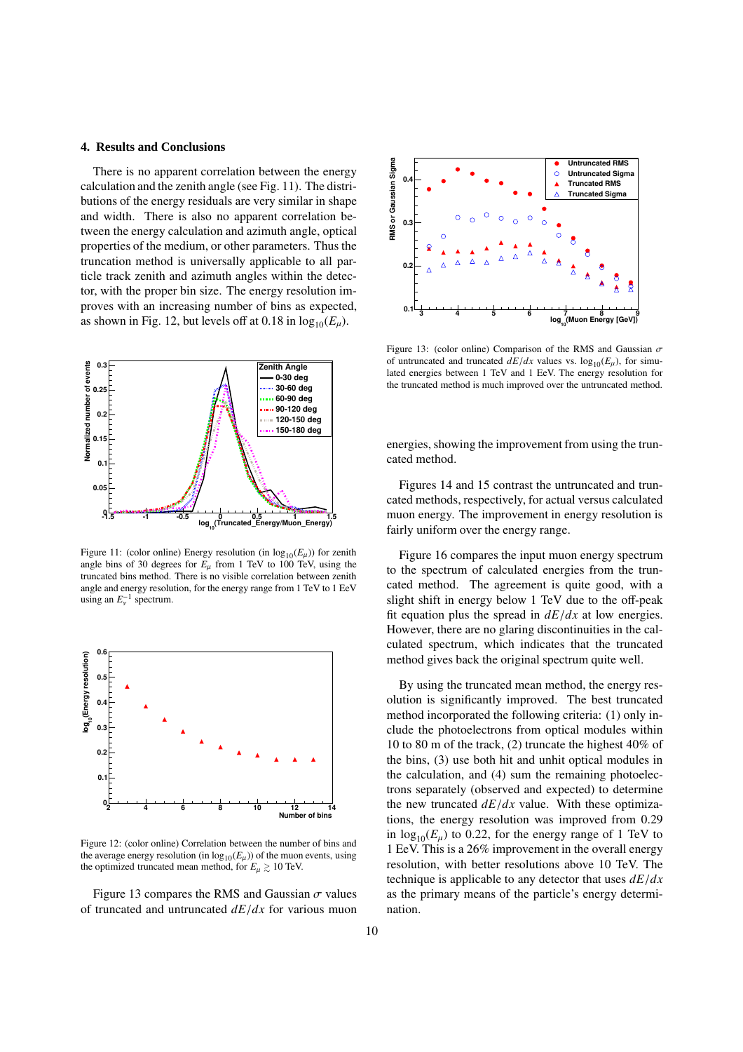## 4. Results and Conclusions

There is no apparent correlation between the energy calculation and the zenith angle (see Fig. 11). The distributions of the energy residuals are very similar in shape and width. There is also no apparent correlation between the energy calculation and azimuth angle, optical properties of the medium, or other parameters. Thus the truncation method is universally applicable to all particle track zenith and azimuth angles within the detector, with the proper bin size. The energy resolution improves with an increasing number of bins as expected, as shown in Fig. 12, but levels off at 0.18 in $\log_{10}(E_\mu)$.

Figure 11: (color online) Energy resolution (in $\log_{10}(E_\mu)$) for zenith angle bins of 30 degrees for $E_\mu$ from 1 TeV to 100 TeV, using the truncated bins method. There is no visible correlation between zenith angle and energy resolution, for the energy range from 1 TeV to 1 EeV using an $E_\nu^{-1}$ spectrum.

Figure 12: (color online) Correlation between the number of bins and the average energy resolution (in $\log_{10}(E_\mu)$) of the muon events, using the optimized truncated mean method, for $E_\mu \gtrsim 10$ TeV.

Figure 13 compares the RMS and Gaussian $\sigma$ values of truncated and untruncated $dE/dx$ for various muon energies, showing the improvement from using the truncated method.

Figure 13: (color online) Comparison of the RMS and Gaussian $\sigma$ of untruncated and truncated $dE/dx$ values vs. $\log_{10}(E_\mu)$, for simulated energies between 1 TeV and 1 EeV. The energy resolution for the truncated method is much improved over the untruncated method.

Figures 14 and 15 contrast the untruncated and truncated methods, respectively, for actual versus calculated muon energy. The improvement in energy resolution is fairly uniform over the energy range.

Figure 16 compares the input muon energy spectrum to the spectrum of calculated energies from the truncated method. The agreement is quite good, with a slight shift in energy below 1 TeV due to the off-peak fit equation plus the spread in $dE/dx$ at low energies. However, there are no glaring discontinuities in the calculated spectrum, which indicates that the truncated method gives back the original spectrum quite well.

By using the truncated mean method, the energy resolution is significantly improved. The best truncated method incorporated the following criteria: (1) only include the photoelectrons from optical modules within 10 to 80 m of the track, (2) truncate the highest 40% of the bins, (3) use both hit and unhit optical modules in the calculation, and (4) sum the remaining photoelectrons separately (observed and expected) to determine the new truncated $dE/dx$ value. With these optimizations, the energy resolution was improved from 0.29 in $\log_{10}(E_\mu)$ to 0.22, for the energy range of 1 TeV to 1 EeV. This is a 26% improvement in the overall energy resolution, with better resolutions above 10 TeV. The technique is applicable to any detector that uses $dE/dx$ as the primary means of the particle's energy determination.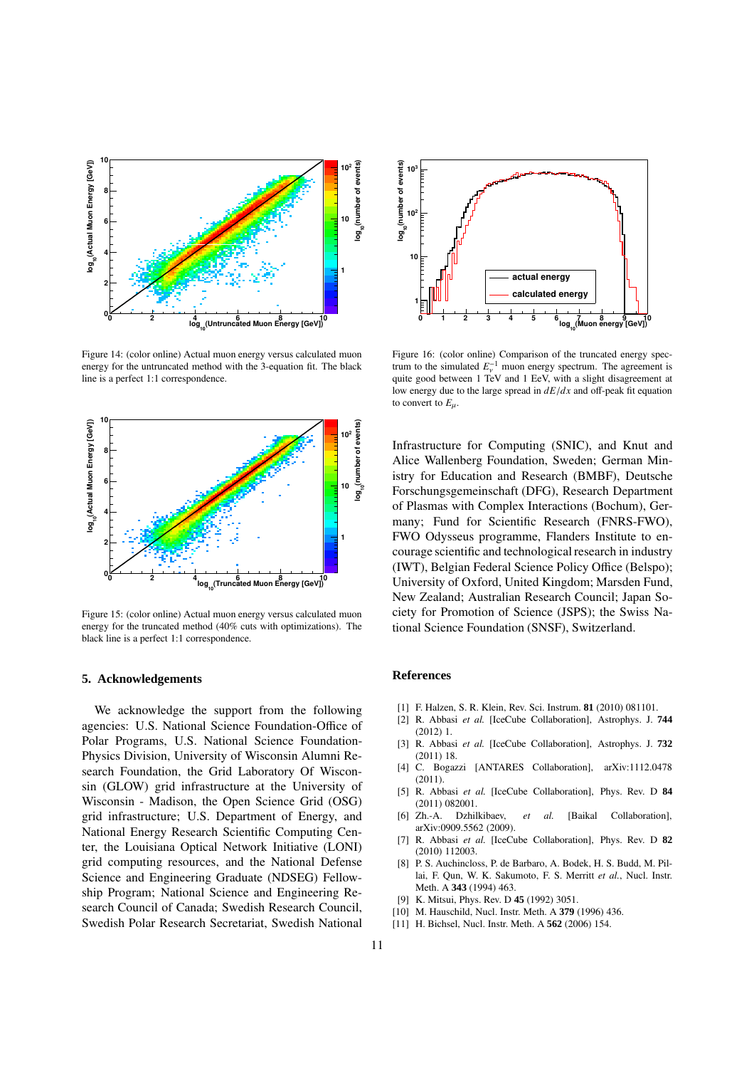Figure 14: (color online) Actual muon energy versus calculated muon energy for the untruncated method with the 3-equation fit. The black line is a perfect 1:1 correspondence.

Figure 15: (color online) Actual muon energy versus calculated muon energy for the truncated method (40% cuts with optimizations). The black line is a perfect 1:1 correspondence.

Figure 16: (color online) Comparison of the truncated energy spectrum to the simulated $E_{\nu}^{-1}$ muon energy spectrum. The agreement is quite good between 1 TeV and 1 EeV, with a slight disagreement at low energy due to the large spread in $dE/dx$ and off-peak fit equation to convert to $E_{\mu}$.

## 5. Acknowledgements

We acknowledge the support from the following agencies: U.S. National Science Foundation-Office of Polar Programs, U.S. National Science Foundation-Physics Division, University of Wisconsin Alumni Research Foundation, the Grid Laboratory Of Wisconsin (GLOW) grid infrastructure at the University of Wisconsin - Madison, the Open Science Grid (OSG) grid infrastructure; U.S. Department of Energy, and National Energy Research Scientific Computing Center, the Louisiana Optical Network Initiative (LONI) grid computing resources, and the National Defense Science and Engineering Graduate (NDSEG) Fellowship Program; National Science and Engineering Research Council of Canada; Swedish Research Council, Swedish Polar Research Secretariat, Swedish National Infrastructure for Computing (SNIC), and Knut and Alice Wallenberg Foundation, Sweden; German Ministry for Education and Research (BMBF), Deutsche Forschungsgemeinschaft (DFG), Research Department of Plasmas with Complex Interactions (Bochum), Germany; Fund for Scientific Research (FNRS-FWO), FWO Odysseus programme, Flanders Institute to encourage scientific and technological research in industry (IWT), Belgian Federal Science Policy Office (Belspo); University of Oxford, United Kingdom; Marsden Fund, New Zealand; Australian Research Council; Japan Society for Promotion of Science (JSPS); the Swiss National Science Foundation (SNSF), Switzerland.

## References

[1] F. Halzen, S. R. Klein, Rev. Sci. Instrum. **81** (2010) 081101.
[2] R. Abbasi *et al.* [IceCube Collaboration], Astrophys. J. **744** (2012) 1.
[3] R. Abbasi *et al.* [IceCube Collaboration], Astrophys. J. **732** (2011) 18.
[4] C. Bogazzi [ANTARES Collaboration], arXiv:1112.0478 (2011).
[5] R. Abbasi *et al.* [IceCube Collaboration], Phys. Rev. D **84** (2011) 082001.
[6] Zh.-A. Dzhilkibaev, *et al.* [Baikal Collaboration], arXiv:0909.5562 (2009).
[7] R. Abbasi *et al.* [IceCube Collaboration], Phys. Rev. D **82** (2010) 112003.
[8] P. S. Auchincloss, P. de Barbaro, A. Bodek, H. S. Budd, M. Pillai, F. Qun, W. K. Sakumoto, F. S. Merritt *et al.*, Nucl. Instr. Meth. A **343** (1994) 463.
[9] K. Mitsui, Phys. Rev. D **45** (1992) 3051.
[10] M. Hauschild, Nucl. Instr. Meth. A **379** (1996) 436.
[11] H. Bichsel, Nucl. Instr. Meth. A **562** (2006) 154.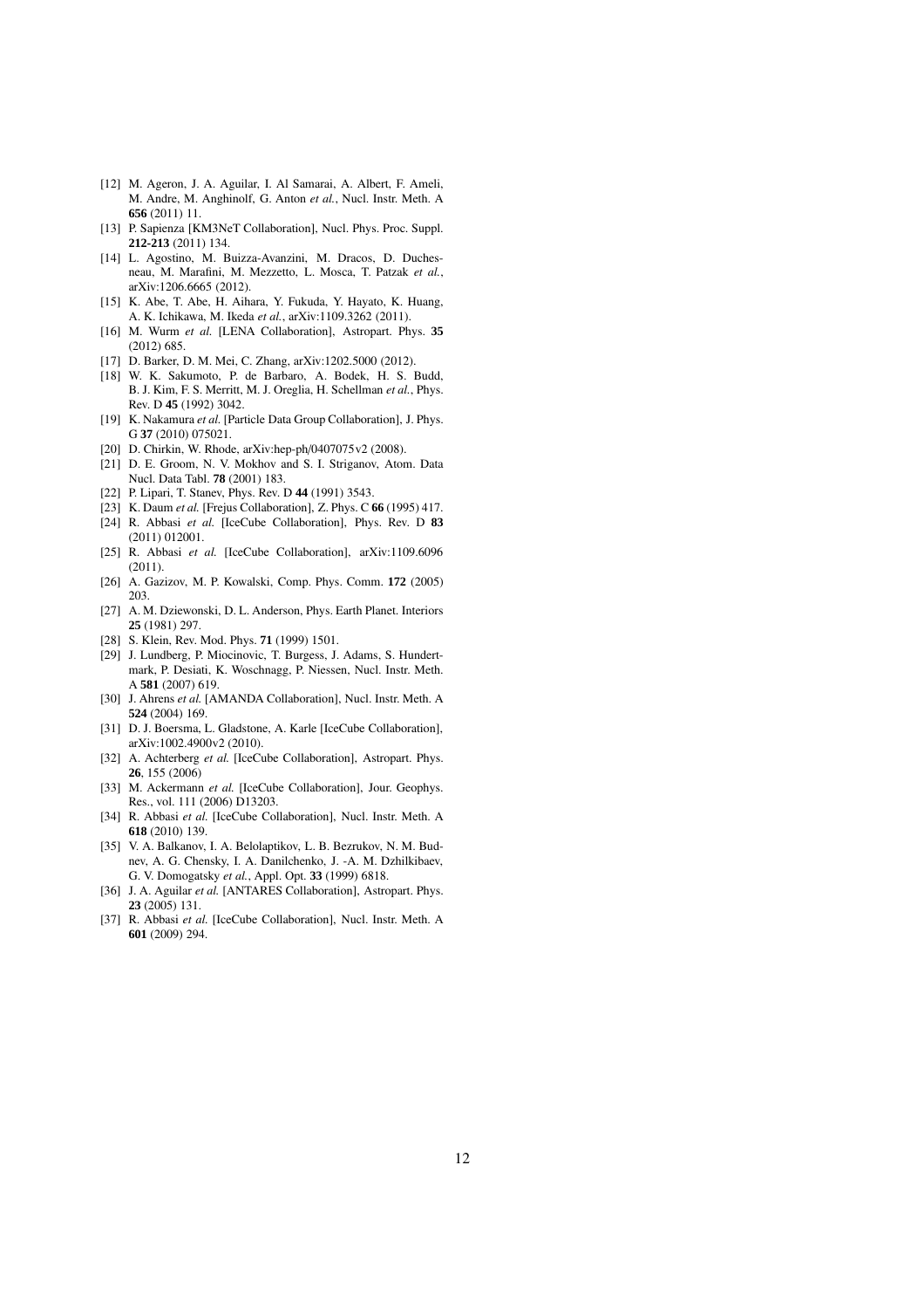[12] M. Ageron, J. A. Aguilar, I. Al Samarai, A. Albert, F. Ameli, M. Andre, M. Anghinolf, G. Anton *et al.*, Nucl. Instr. Meth. A **656** (2011) 11.

[13] P. Sapienza [KM3NeT Collaboration], Nucl. Phys. Proc. Suppl. **212-213** (2011) 134.

[14] L. Agostino, M. Buizza-Avanzini, M. Dracos, D. Duchesneau, M. Marafini, M. Mezzetto, L. Mosca, T. Patzak *et al.*, arXiv:1206.6665 (2012).

[15] K. Abe, T. Abe, H. Aihara, Y. Fukuda, Y. Hayato, K. Huang, A. K. Ichikawa, M. Ikeda *et al.*, arXiv:1109.3262 (2011).

[16] M. Wurm *et al.* [LENA Collaboration], Astropart. Phys. **35** (2012) 685.

[17] D. Barker, D. M. Mei, C. Zhang, arXiv:1202.5000 (2012).

[18] W. K. Sakumoto, P. de Barbaro, A. Bodek, H. S. Budd, B. J. Kim, F. S. Merritt, M. J. Oreglia, H. Schellman *et al.*, Phys. Rev. D **45** (1992) 3042.

[19] K. Nakamura *et al.* [Particle Data Group Collaboration], J. Phys. G **37** (2010) 075021.

[20] D. Chirkin, W. Rhode, arXiv:hep-ph/0407075v2 (2008).

[21] D. E. Groom, N. V. Mokhov and S. I. Striganov, Atom. Data Nucl. Data Tabl. **78** (2001) 183.

[22] P. Lipari, T. Stanev, Phys. Rev. D **44** (1991) 3543.

[23] K. Daum *et al.* [Frejus Collaboration], Z. Phys. C **66** (1995) 417.

[24] R. Abbasi *et al.* [IceCube Collaboration], Phys. Rev. D **83** (2011) 012001.

[25] R. Abbasi *et al.* [IceCube Collaboration], arXiv:1109.6096 (2011).

[26] A. Gazizov, M. P. Kowalski, Comp. Phys. Comm. **172** (2005) 203.

[27] A. M. Dziewonski, D. L. Anderson, Phys. Earth Planet. Interiors **25** (1981) 297.

[28] S. Klein, Rev. Mod. Phys. **71** (1999) 1501.

[29] J. Lundberg, P. Miocinovic, T. Burgess, J. Adams, S. Hundertmark, P. Desiati, K. Woschnagg, P. Niessen, Nucl. Instr. Meth. A **581** (2007) 619.

[30] J. Ahrens *et al.* [AMANDA Collaboration], Nucl. Instr. Meth. A **524** (2004) 169.

[31] D. J. Boersma, L. Gladstone, A. Karle [IceCube Collaboration], arXiv:1002.4900v2 (2010).

[32] A. Achterberg *et al.* [IceCube Collaboration], Astropart. Phys. **26**, 155 (2006)

[33] M. Ackermann *et al.* [IceCube Collaboration], Jour. Geophys. Res., vol. 111 (2006) D13203.

[34] R. Abbasi *et al.* [IceCube Collaboration], Nucl. Instr. Meth. A **618** (2010) 139.

[35] V. A. Balkanov, I. A. Belolaptikov, L. B. Bezrukov, N. M. Budnev, A. G. Chensky, I. A. Danilchenko, J. -A. M. Dzhilkibaev, G. V. Domogatsky *et al.*, Appl. Opt. **33** (1999) 6818.

[36] J. A. Aguilar *et al.* [ANTARES Collaboration], Astropart. Phys. **23** (2005) 131.

[37] R. Abbasi *et al.* [IceCube Collaboration], Nucl. Instr. Meth. A **601** (2009) 294.